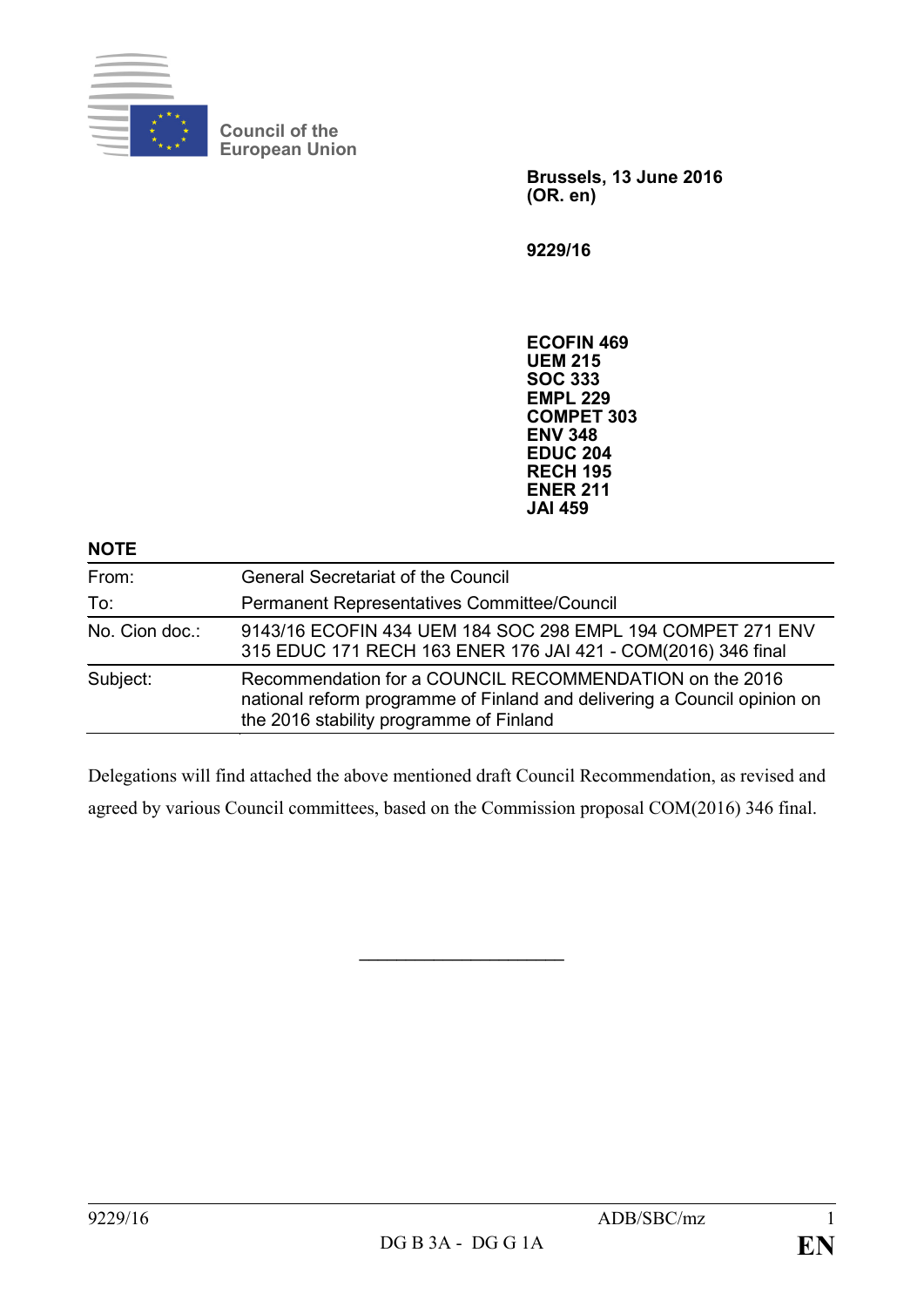Council of the European Union

**Brussels, 13 June 2016**
**(OR. en)**

**9229/16**

**ECOFIN 469**
**UEM 215**
**SOC 333**
**EMPL 229**
**COMPET 303**
**ENV 348**
**EDUC 204**
**RECH 195**
**ENER 211**
**JAI 459**

**NOTE**

| | |
|---|---|
| From: | General Secretariat of the Council |
| To: | Permanent Representatives Committee/Council |
| No. Cion doc.: | 9143/16 ECOFIN 434 UEM 184 SOC 298 EMPL 194 COMPET 271 ENV 315 EDUC 171 RECH 163 ENER 176 JAI 421 - COM(2016) 346 final |
| Subject: | Recommendation for a COUNCIL RECOMMENDATION on the 2016 national reform programme of Finland and delivering a Council opinion on the 2016 stability programme of Finland |

Delegations will find attached the above mentioned draft Council Recommendation, as revised and agreed by various Council committees, based on the Commission proposal COM(2016) 346 final.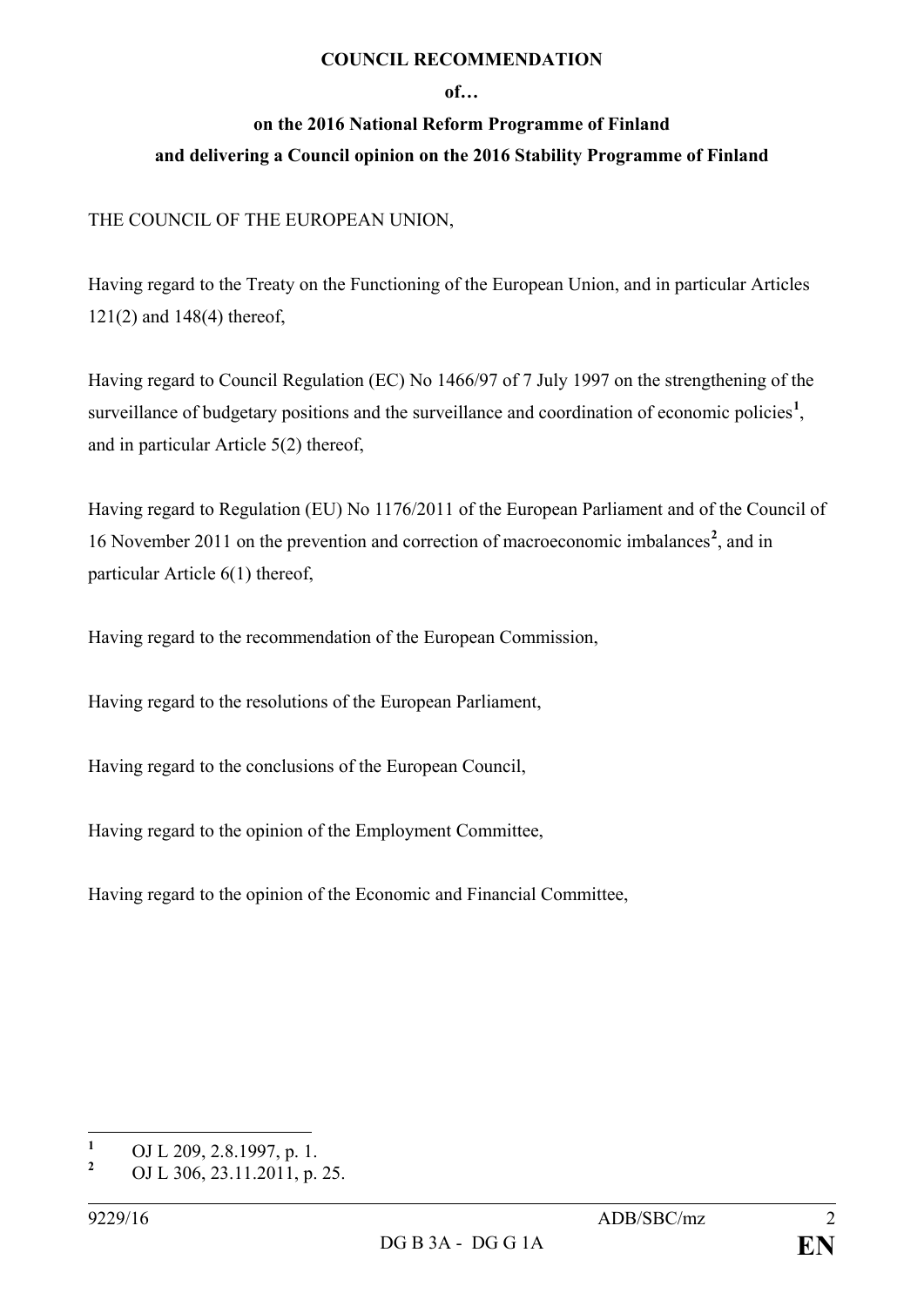**COUNCIL RECOMMENDATION**

**of…**

**on the 2016 National Reform Programme of Finland**

**and delivering a Council opinion on the 2016 Stability Programme of Finland**

THE COUNCIL OF THE EUROPEAN UNION,

Having regard to the Treaty on the Functioning of the European Union, and in particular Articles 121(2) and 148(4) thereof,

Having regard to Council Regulation (EC) No 1466/97 of 7 July 1997 on the strengthening of the surveillance of budgetary positions and the surveillance and coordination of economic policies[1], and in particular Article 5(2) thereof,

Having regard to Regulation (EU) No 1176/2011 of the European Parliament and of the Council of 16 November 2011 on the prevention and correction of macroeconomic imbalances[2], and in particular Article 6(1) thereof,

Having regard to the recommendation of the European Commission,

Having regard to the resolutions of the European Parliament,

Having regard to the conclusions of the European Council,

Having regard to the opinion of the Employment Committee,

Having regard to the opinion of the Economic and Financial Committee,

---

[1] OJ L 209, 2.8.1997, p. 1.

[2] OJ L 306, 23.11.2011, p. 25.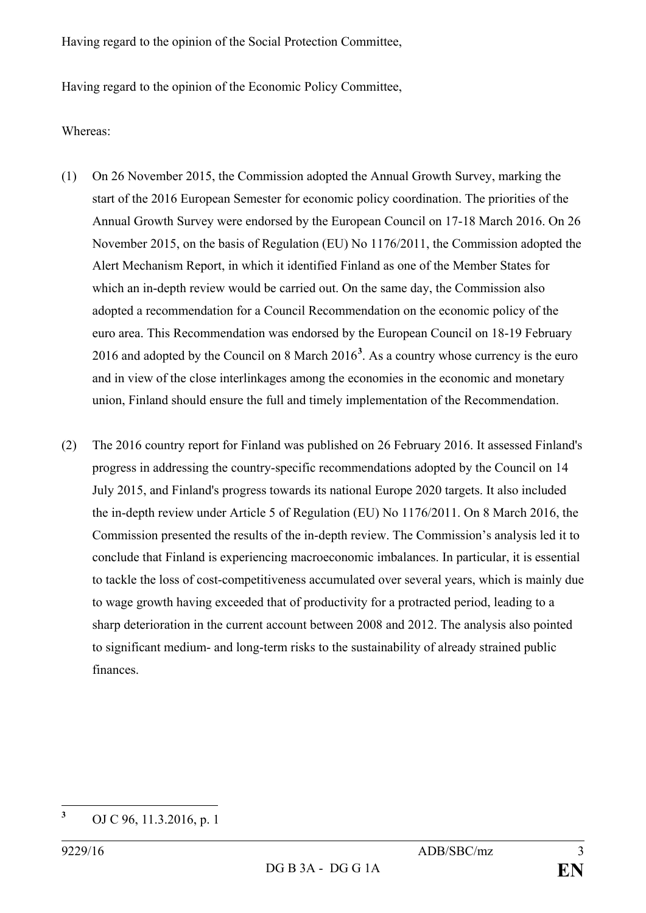Having regard to the opinion of the Social Protection Committee,

Having regard to the opinion of the Economic Policy Committee,

Whereas:

(1) On 26 November 2015, the Commission adopted the Annual Growth Survey, marking the start of the 2016 European Semester for economic policy coordination. The priorities of the Annual Growth Survey were endorsed by the European Council on 17-18 March 2016. On 26 November 2015, on the basis of Regulation (EU) No 1176/2011, the Commission adopted the Alert Mechanism Report, in which it identified Finland as one of the Member States for which an in-depth review would be carried out. On the same day, the Commission also adopted a recommendation for a Council Recommendation on the economic policy of the euro area. This Recommendation was endorsed by the European Council on 18-19 February 2016 and adopted by the Council on 8 March 2016[3]. As a country whose currency is the euro and in view of the close interlinkages among the economies in the economic and monetary union, Finland should ensure the full and timely implementation of the Recommendation.

(2) The 2016 country report for Finland was published on 26 February 2016. It assessed Finland's progress in addressing the country-specific recommendations adopted by the Council on 14 July 2015, and Finland's progress towards its national Europe 2020 targets. It also included the in-depth review under Article 5 of Regulation (EU) No 1176/2011. On 8 March 2016, the Commission presented the results of the in-depth review. The Commission's analysis led it to conclude that Finland is experiencing macroeconomic imbalances. In particular, it is essential to tackle the loss of cost-competitiveness accumulated over several years, which is mainly due to wage growth having exceeded that of productivity for a protracted period, leading to a sharp deterioration in the current account between 2008 and 2012. The analysis also pointed to significant medium- and long-term risks to the sustainability of already strained public finances.

---

[3] OJ C 96, 11.3.2016, p. 1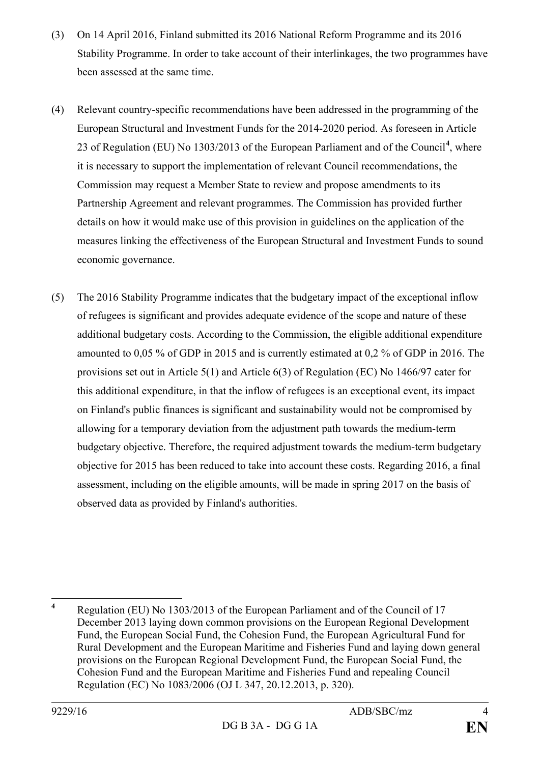(3) On 14 April 2016, Finland submitted its 2016 National Reform Programme and its 2016 Stability Programme. In order to take account of their interlinkages, the two programmes have been assessed at the same time.

(4) Relevant country-specific recommendations have been addressed in the programming of the European Structural and Investment Funds for the 2014-2020 period. As foreseen in Article 23 of Regulation (EU) No 1303/2013 of the European Parliament and of the Council[4], where it is necessary to support the implementation of relevant Council recommendations, the Commission may request a Member State to review and propose amendments to its Partnership Agreement and relevant programmes. The Commission has provided further details on how it would make use of this provision in guidelines on the application of the measures linking the effectiveness of the European Structural and Investment Funds to sound economic governance.

(5) The 2016 Stability Programme indicates that the budgetary impact of the exceptional inflow of refugees is significant and provides adequate evidence of the scope and nature of these additional budgetary costs. According to the Commission, the eligible additional expenditure amounted to 0,05 % of GDP in 2015 and is currently estimated at 0,2 % of GDP in 2016. The provisions set out in Article 5(1) and Article 6(3) of Regulation (EC) No 1466/97 cater for this additional expenditure, in that the inflow of refugees is an exceptional event, its impact on Finland's public finances is significant and sustainability would not be compromised by allowing for a temporary deviation from the adjustment path towards the medium-term budgetary objective. Therefore, the required adjustment towards the medium-term budgetary objective for 2015 has been reduced to take into account these costs. Regarding 2016, a final assessment, including on the eligible amounts, will be made in spring 2017 on the basis of observed data as provided by Finland's authorities.

---

[4] Regulation (EU) No 1303/2013 of the European Parliament and of the Council of 17 December 2013 laying down common provisions on the European Regional Development Fund, the European Social Fund, the Cohesion Fund, the European Agricultural Fund for Rural Development and the European Maritime and Fisheries Fund and laying down general provisions on the European Regional Development Fund, the European Social Fund, the Cohesion Fund and the European Maritime and Fisheries Fund and repealing Council Regulation (EC) No 1083/2006 (OJ L 347, 20.12.2013, p. 320).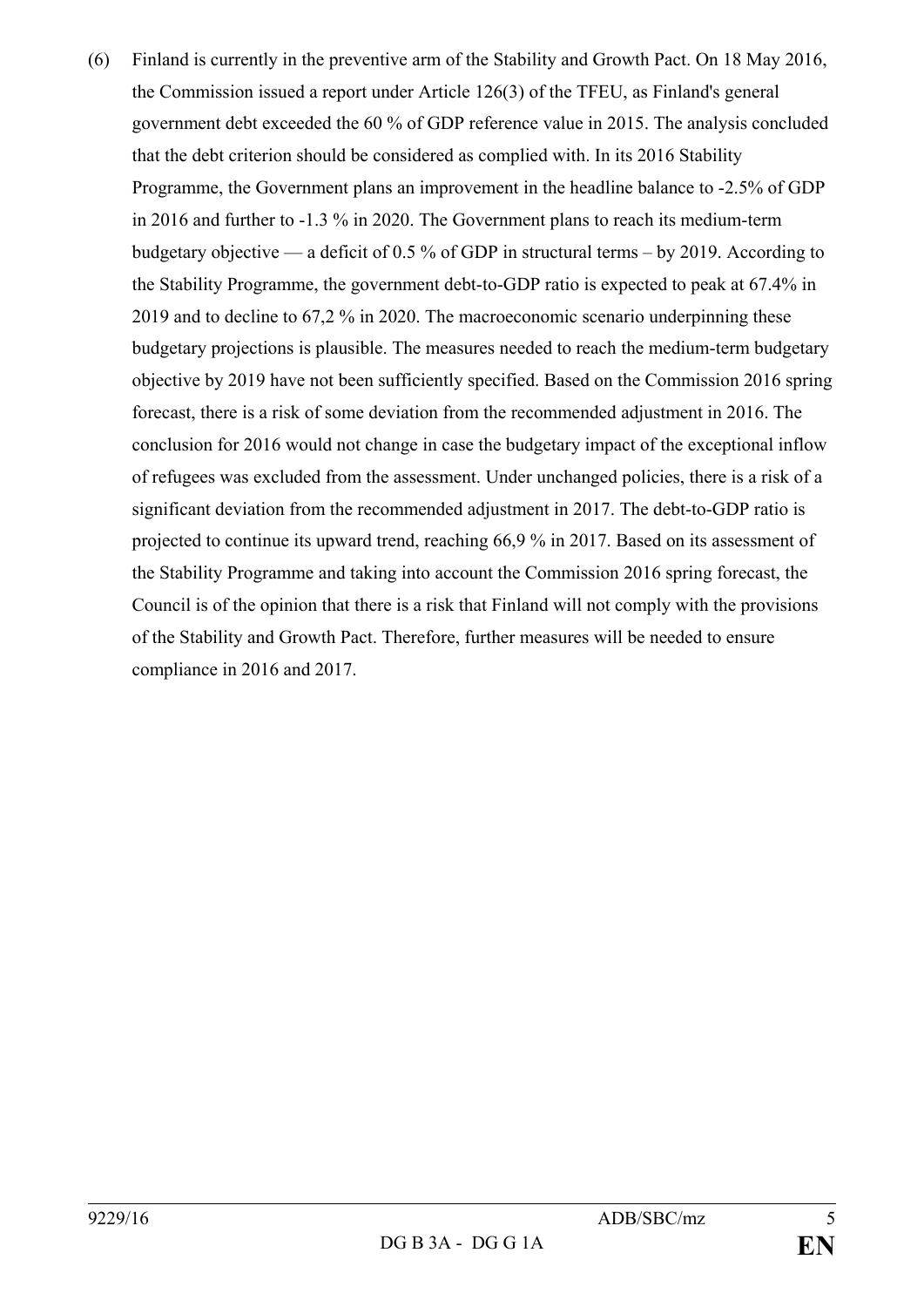(6) Finland is currently in the preventive arm of the Stability and Growth Pact. On 18 May 2016, the Commission issued a report under Article 126(3) of the TFEU, as Finland's general government debt exceeded the 60 % of GDP reference value in 2015. The analysis concluded that the debt criterion should be considered as complied with. In its 2016 Stability Programme, the Government plans an improvement in the headline balance to -2.5% of GDP in 2016 and further to -1.3 % in 2020. The Government plans to reach its medium-term budgetary objective — a deficit of 0.5 % of GDP in structural terms – by 2019. According to the Stability Programme, the government debt-to-GDP ratio is expected to peak at 67.4% in 2019 and to decline to 67,2 % in 2020. The macroeconomic scenario underpinning these budgetary projections is plausible. The measures needed to reach the medium-term budgetary objective by 2019 have not been sufficiently specified. Based on the Commission 2016 spring forecast, there is a risk of some deviation from the recommended adjustment in 2016. The conclusion for 2016 would not change in case the budgetary impact of the exceptional inflow of refugees was excluded from the assessment. Under unchanged policies, there is a risk of a significant deviation from the recommended adjustment in 2017. The debt-to-GDP ratio is projected to continue its upward trend, reaching 66,9 % in 2017. Based on its assessment of the Stability Programme and taking into account the Commission 2016 spring forecast, the Council is of the opinion that there is a risk that Finland will not comply with the provisions of the Stability and Growth Pact. Therefore, further measures will be needed to ensure compliance in 2016 and 2017.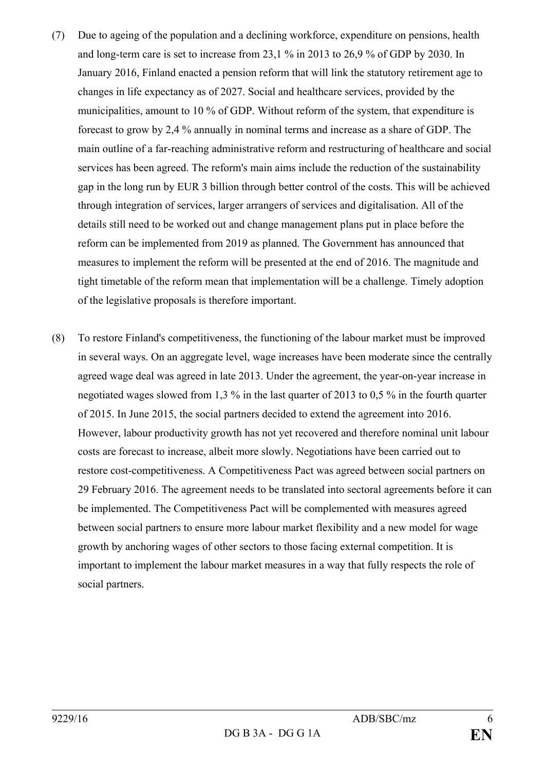(7) Due to ageing of the population and a declining workforce, expenditure on pensions, health and long-term care is set to increase from 23,1 % in 2013 to 26,9 % of GDP by 2030. In January 2016, Finland enacted a pension reform that will link the statutory retirement age to changes in life expectancy as of 2027. Social and healthcare services, provided by the municipalities, amount to 10 % of GDP. Without reform of the system, that expenditure is forecast to grow by 2,4 % annually in nominal terms and increase as a share of GDP. The main outline of a far-reaching administrative reform and restructuring of healthcare and social services has been agreed. The reform's main aims include the reduction of the sustainability gap in the long run by EUR 3 billion through better control of the costs. This will be achieved through integration of services, larger arrangers of services and digitalisation. All of the details still need to be worked out and change management plans put in place before the reform can be implemented from 2019 as planned. The Government has announced that measures to implement the reform will be presented at the end of 2016. The magnitude and tight timetable of the reform mean that implementation will be a challenge. Timely adoption of the legislative proposals is therefore important.

(8) To restore Finland's competitiveness, the functioning of the labour market must be improved in several ways. On an aggregate level, wage increases have been moderate since the centrally agreed wage deal was agreed in late 2013. Under the agreement, the year-on-year increase in negotiated wages slowed from 1,3 % in the last quarter of 2013 to 0,5 % in the fourth quarter of 2015. In June 2015, the social partners decided to extend the agreement into 2016. However, labour productivity growth has not yet recovered and therefore nominal unit labour costs are forecast to increase, albeit more slowly. Negotiations have been carried out to restore cost-competitiveness. A Competitiveness Pact was agreed between social partners on 29 February 2016. The agreement needs to be translated into sectoral agreements before it can be implemented. The Competitiveness Pact will be complemented with measures agreed between social partners to ensure more labour market flexibility and a new model for wage growth by anchoring wages of other sectors to those facing external competition. It is important to implement the labour market measures in a way that fully respects the role of social partners.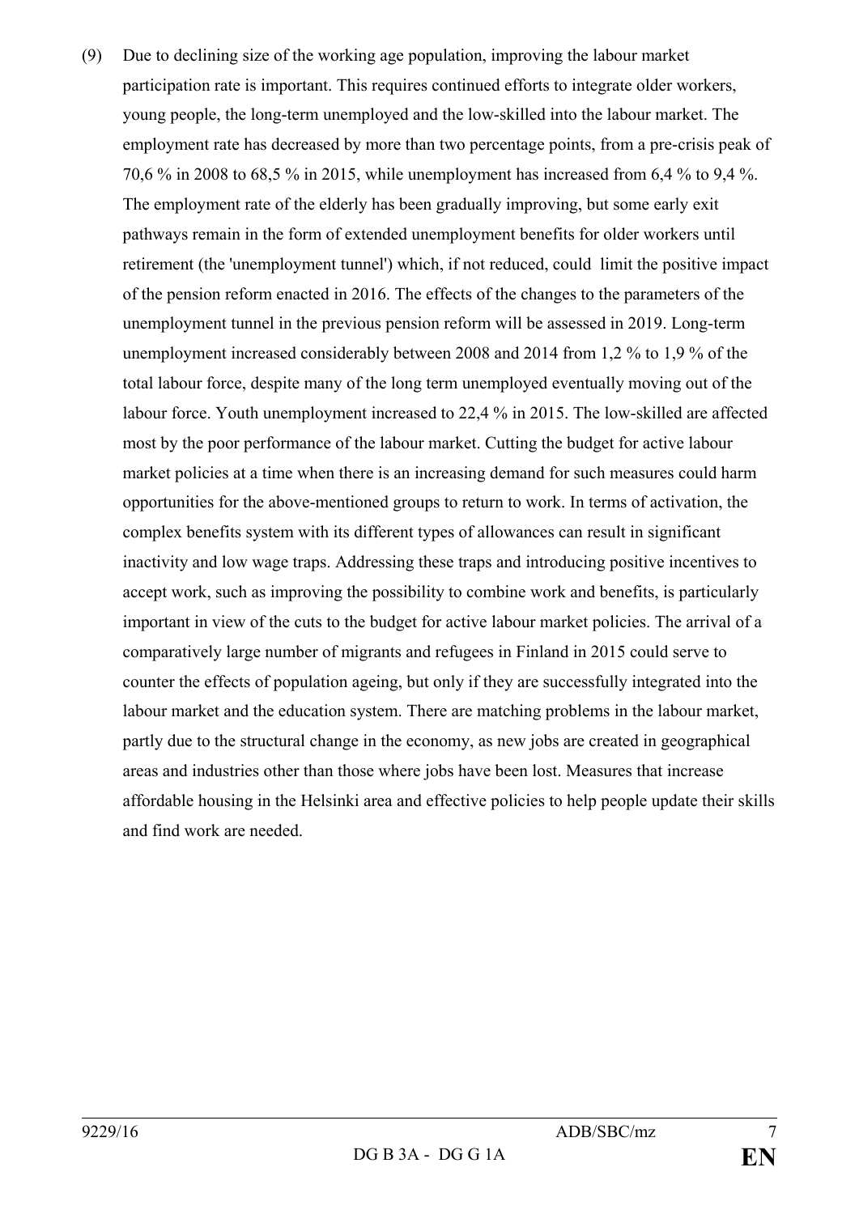(9) Due to declining size of the working age population, improving the labour market participation rate is important. This requires continued efforts to integrate older workers, young people, the long-term unemployed and the low-skilled into the labour market. The employment rate has decreased by more than two percentage points, from a pre-crisis peak of 70,6 % in 2008 to 68,5 % in 2015, while unemployment has increased from 6,4 % to 9,4 %. The employment rate of the elderly has been gradually improving, but some early exit pathways remain in the form of extended unemployment benefits for older workers until retirement (the 'unemployment tunnel') which, if not reduced, could limit the positive impact of the pension reform enacted in 2016. The effects of the changes to the parameters of the unemployment tunnel in the previous pension reform will be assessed in 2019. Long-term unemployment increased considerably between 2008 and 2014 from 1,2 % to 1,9 % of the total labour force, despite many of the long term unemployed eventually moving out of the labour force. Youth unemployment increased to 22,4 % in 2015. The low-skilled are affected most by the poor performance of the labour market. Cutting the budget for active labour market policies at a time when there is an increasing demand for such measures could harm opportunities for the above-mentioned groups to return to work. In terms of activation, the complex benefits system with its different types of allowances can result in significant inactivity and low wage traps. Addressing these traps and introducing positive incentives to accept work, such as improving the possibility to combine work and benefits, is particularly important in view of the cuts to the budget for active labour market policies. The arrival of a comparatively large number of migrants and refugees in Finland in 2015 could serve to counter the effects of population ageing, but only if they are successfully integrated into the labour market and the education system. There are matching problems in the labour market, partly due to the structural change in the economy, as new jobs are created in geographical areas and industries other than those where jobs have been lost. Measures that increase affordable housing in the Helsinki area and effective policies to help people update their skills and find work are needed.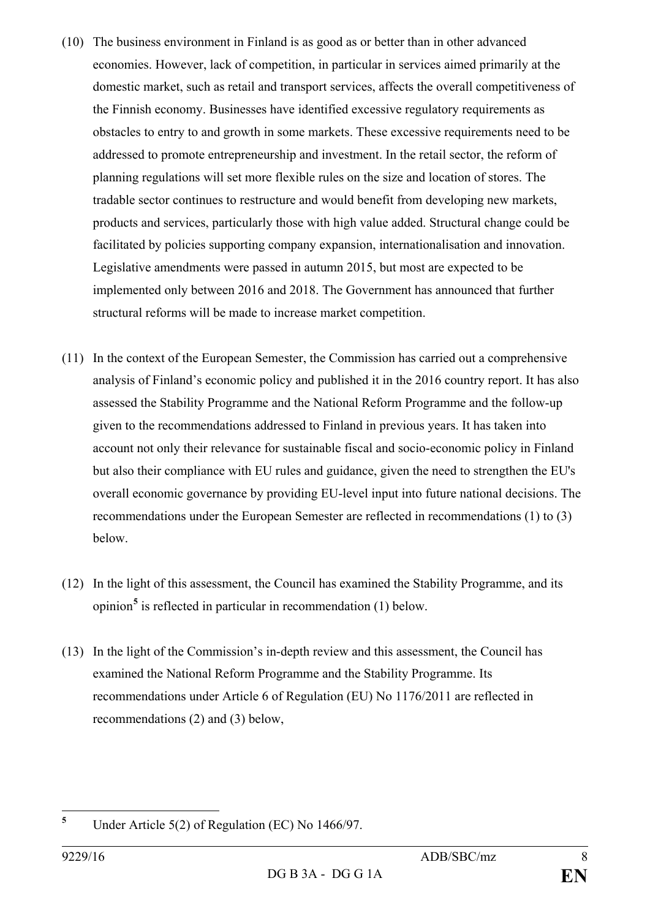(10) The business environment in Finland is as good as or better than in other advanced economies. However, lack of competition, in particular in services aimed primarily at the domestic market, such as retail and transport services, affects the overall competitiveness of the Finnish economy. Businesses have identified excessive regulatory requirements as obstacles to entry to and growth in some markets. These excessive requirements need to be addressed to promote entrepreneurship and investment. In the retail sector, the reform of planning regulations will set more flexible rules on the size and location of stores. The tradable sector continues to restructure and would benefit from developing new markets, products and services, particularly those with high value added. Structural change could be facilitated by policies supporting company expansion, internationalisation and innovation. Legislative amendments were passed in autumn 2015, but most are expected to be implemented only between 2016 and 2018. The Government has announced that further structural reforms will be made to increase market competition.

(11) In the context of the European Semester, the Commission has carried out a comprehensive analysis of Finland's economic policy and published it in the 2016 country report. It has also assessed the Stability Programme and the National Reform Programme and the follow-up given to the recommendations addressed to Finland in previous years. It has taken into account not only their relevance for sustainable fiscal and socio-economic policy in Finland but also their compliance with EU rules and guidance, given the need to strengthen the EU's overall economic governance by providing EU-level input into future national decisions. The recommendations under the European Semester are reflected in recommendations (1) to (3) below.

(12) In the light of this assessment, the Council has examined the Stability Programme, and its opinion[5] is reflected in particular in recommendation (1) below.

(13) In the light of the Commission's in-depth review and this assessment, the Council has examined the National Reform Programme and the Stability Programme. Its recommendations under Article 6 of Regulation (EU) No 1176/2011 are reflected in recommendations (2) and (3) below,

---

[5] Under Article 5(2) of Regulation (EC) No 1466/97.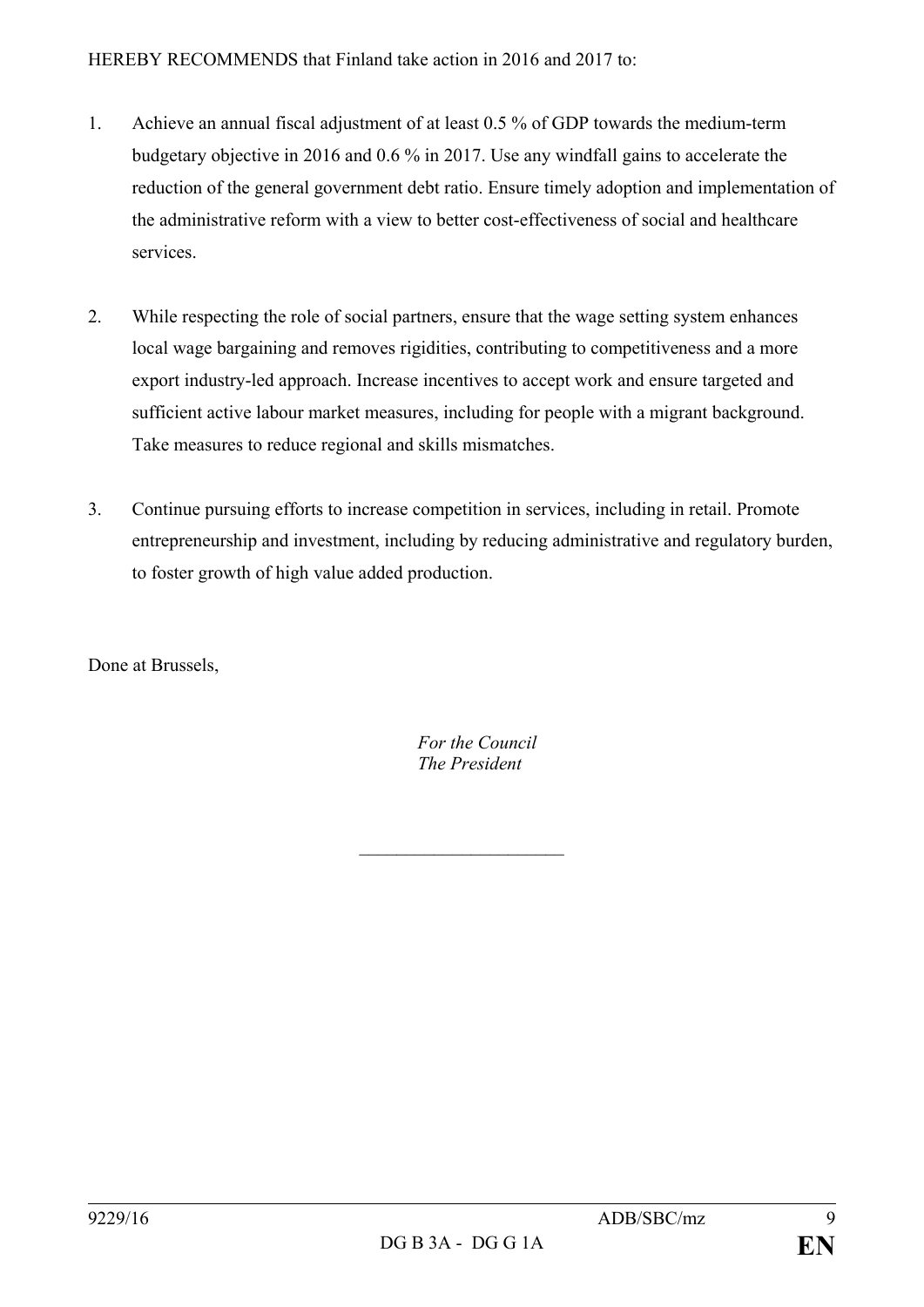HEREBY RECOMMENDS that Finland take action in 2016 and 2017 to:

1. Achieve an annual fiscal adjustment of at least 0.5 % of GDP towards the medium-term budgetary objective in 2016 and 0.6 % in 2017. Use any windfall gains to accelerate the reduction of the general government debt ratio. Ensure timely adoption and implementation of the administrative reform with a view to better cost-effectiveness of social and healthcare services.

2. While respecting the role of social partners, ensure that the wage setting system enhances local wage bargaining and removes rigidities, contributing to competitiveness and a more export industry-led approach. Increase incentives to accept work and ensure targeted and sufficient active labour market measures, including for people with a migrant background. Take measures to reduce regional and skills mismatches.

3. Continue pursuing efforts to increase competition in services, including in retail. Promote entrepreneurship and investment, including by reducing administrative and regulatory burden, to foster growth of high value added production.

Done at Brussels,

*For the Council*
*The President*